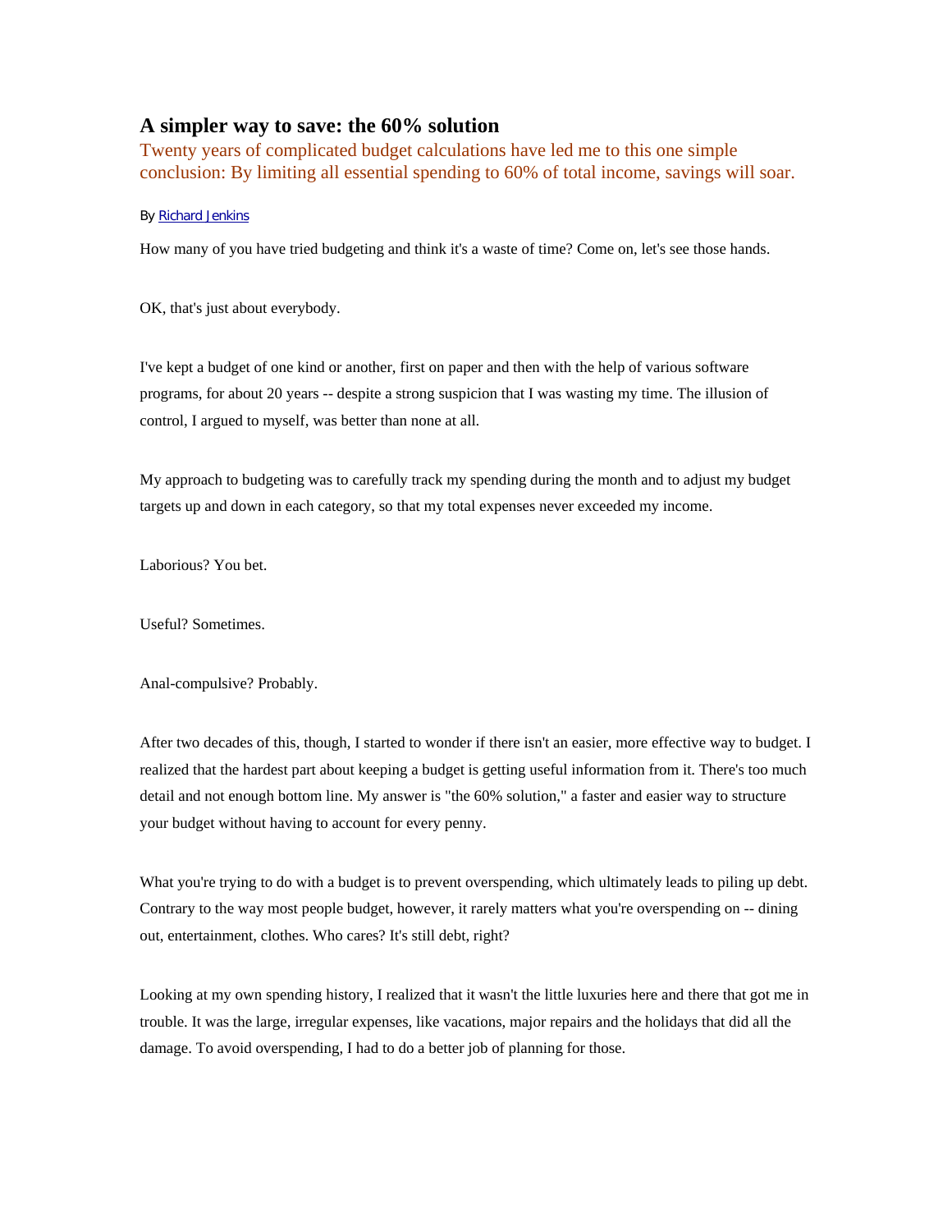# A simpler way to save: the 60% solution

Twenty years of complicated budget calculations have led me to this one simple conclusion: By limiting all essential spending to 60% of total income, savings will soar.

By Richard Jenkins

How many of you have tried budgeting and think it's a waste of time? Come on, let's see those hands.

OK, that's just about everybody.

I've kept a budget of one kind or another, first on paper and then with the help of various software programs, for about 20 years -- despite a strong suspicion that I was wasting my time. The illusion of control, I argued to myself, was better than none at all.

My approach to budgeting was to carefully track my spending during the month and to adjust my budget targets up and down in each category, so that my total expenses never exceeded my income.

Laborious? You bet.

Useful? Sometimes.

Anal-compulsive? Probably.

After two decades of this, though, I started to wonder if there isn't an easier, more effective way to budget. I realized that the hardest part about keeping a budget is getting useful information from it. There's too much detail and not enough bottom line. My answer is "the 60% solution," a faster and easier way to structure your budget without having to account for every penny.

What you're trying to do with a budget is to prevent overspending, which ultimately leads to piling up debt. Contrary to the way most people budget, however, it rarely matters what you're overspending on -- dining out, entertainment, clothes. Who cares? It's still debt, right?

Looking at my own spending history, I realized that it wasn't the little luxuries here and there that got me in trouble. It was the large, irregular expenses, like vacations, major repairs and the holidays that did all the damage. To avoid overspending, I had to do a better job of planning for those.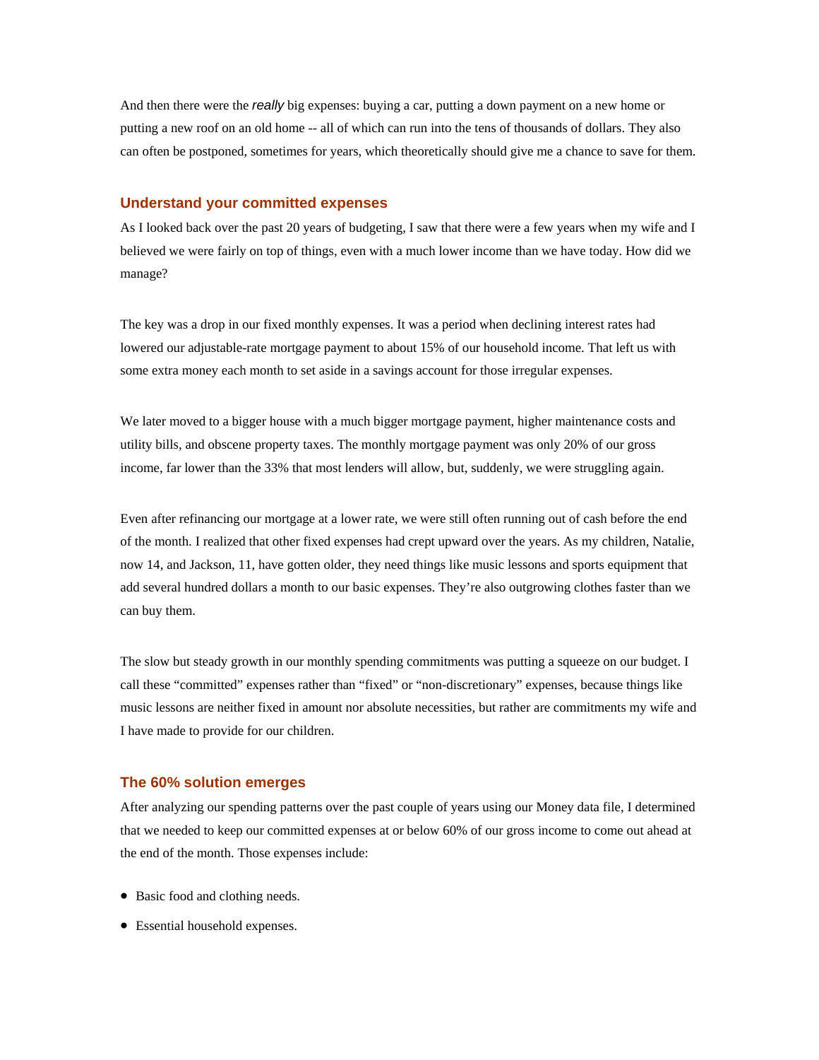And then there were the *really* big expenses: buying a car, putting a down payment on a new home or putting a new roof on an old home -- all of which can run into the tens of thousands of dollars. They also can often be postponed, sometimes for years, which theoretically should give me a chance to save for them.

## Understand your committed expenses

As I looked back over the past 20 years of budgeting, I saw that there were a few years when my wife and I believed we were fairly on top of things, even with a much lower income than we have today. How did we manage?

The key was a drop in our fixed monthly expenses. It was a period when declining interest rates had lowered our adjustable-rate mortgage payment to about 15% of our household income. That left us with some extra money each month to set aside in a savings account for those irregular expenses.

We later moved to a bigger house with a much bigger mortgage payment, higher maintenance costs and utility bills, and obscene property taxes. The monthly mortgage payment was only 20% of our gross income, far lower than the 33% that most lenders will allow, but, suddenly, we were struggling again.

Even after refinancing our mortgage at a lower rate, we were still often running out of cash before the end of the month. I realized that other fixed expenses had crept upward over the years. As my children, Natalie, now 14, and Jackson, 11, have gotten older, they need things like music lessons and sports equipment that add several hundred dollars a month to our basic expenses. They're also outgrowing clothes faster than we can buy them.

The slow but steady growth in our monthly spending commitments was putting a squeeze on our budget. I call these "committed" expenses rather than "fixed" or "non-discretionary" expenses, because things like music lessons are neither fixed in amount nor absolute necessities, but rather are commitments my wife and I have made to provide for our children.

## The 60% solution emerges

After analyzing our spending patterns over the past couple of years using our Money data file, I determined that we needed to keep our committed expenses at or below 60% of our gross income to come out ahead at the end of the month. Those expenses include:

- Basic food and clothing needs.
- Essential household expenses.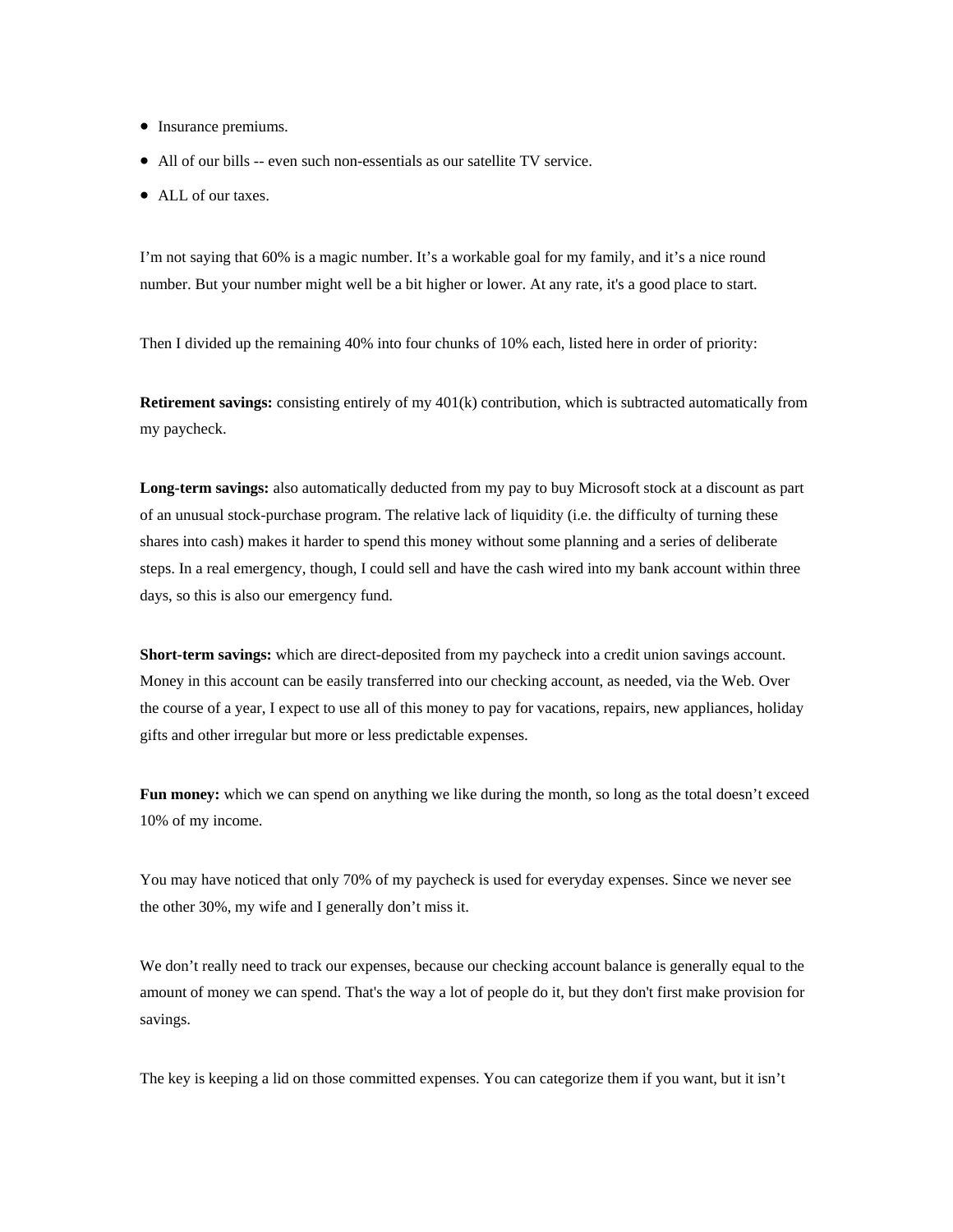- Insurance premiums.
- All of our bills -- even such non-essentials as our satellite TV service.
- ALL of our taxes.

I’m not saying that 60% is a magic number. It’s a workable goal for my family, and it’s a nice round number. But your number might well be a bit higher or lower. At any rate, it's a good place to start.

Then I divided up the remaining 40% into four chunks of 10% each, listed here in order of priority:

**Retirement savings:** consisting entirely of my 401(k) contribution, which is subtracted automatically from my paycheck.

**Long-term savings:** also automatically deducted from my pay to buy Microsoft stock at a discount as part of an unusual stock-purchase program. The relative lack of liquidity (i.e. the difficulty of turning these shares into cash) makes it harder to spend this money without some planning and a series of deliberate steps. In a real emergency, though, I could sell and have the cash wired into my bank account within three days, so this is also our emergency fund.

**Short-term savings:** which are direct-deposited from my paycheck into a credit union savings account. Money in this account can be easily transferred into our checking account, as needed, via the Web. Over the course of a year, I expect to use all of this money to pay for vacations, repairs, new appliances, holiday gifts and other irregular but more or less predictable expenses.

**Fun money:** which we can spend on anything we like during the month, so long as the total doesn’t exceed 10% of my income.

You may have noticed that only 70% of my paycheck is used for everyday expenses. Since we never see the other 30%, my wife and I generally don’t miss it.

We don’t really need to track our expenses, because our checking account balance is generally equal to the amount of money we can spend. That's the way a lot of people do it, but they don't first make provision for savings.

The key is keeping a lid on those committed expenses. You can categorize them if you want, but it isn’t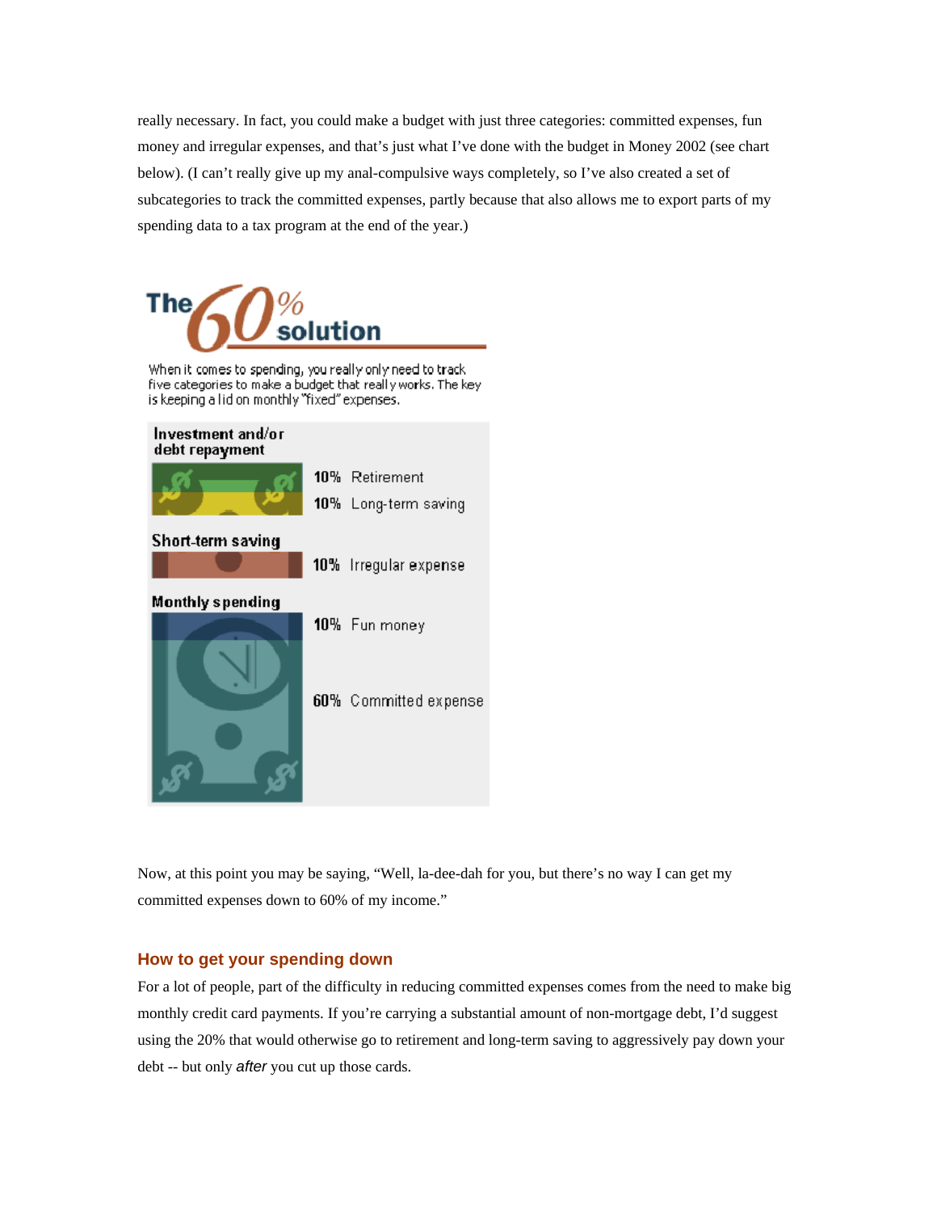really necessary. In fact, you could make a budget with just three categories: committed expenses, fun money and irregular expenses, and that's just what I've done with the budget in Money 2002 (see chart below). (I can't really give up my anal-compulsive ways completely, so I've also created a set of subcategories to track the committed expenses, partly because that also allows me to export parts of my spending data to a tax program at the end of the year.)

**The 60% solution**

When it comes to spending, you really only need to track five categories to make a budget that really works. The key is keeping a lid on monthly "fixed" expenses.

**Investment and/or debt repayment**

- 10% Retirement
- 10% Long-term saving

**Short-term saving**

- 10% Irregular expense

**Monthly spending**

- 10% Fun money
- 60% Committed expense

Now, at this point you may be saying, "Well, la-dee-dah for you, but there's no way I can get my committed expenses down to 60% of my income."

### How to get your spending down

For a lot of people, part of the difficulty in reducing committed expenses comes from the need to make big monthly credit card payments. If you're carrying a substantial amount of non-mortgage debt, I'd suggest using the 20% that would otherwise go to retirement and long-term saving to aggressively pay down your debt -- but only *after* you cut up those cards.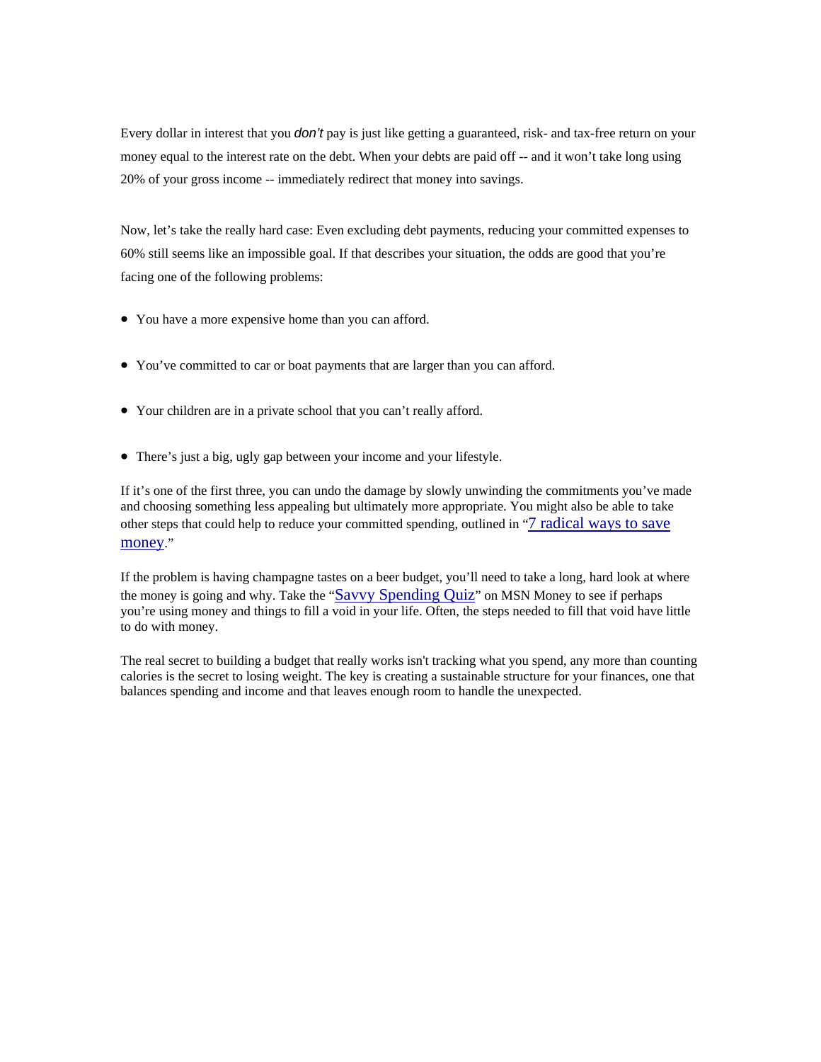Every dollar in interest that you *don't* pay is just like getting a guaranteed, risk- and tax-free return on your money equal to the interest rate on the debt. When your debts are paid off -- and it won't take long using 20% of your gross income -- immediately redirect that money into savings.

Now, let's take the really hard case: Even excluding debt payments, reducing your committed expenses to 60% still seems like an impossible goal. If that describes your situation, the odds are good that you're facing one of the following problems:

- You have a more expensive home than you can afford.
- You've committed to car or boat payments that are larger than you can afford.
- Your children are in a private school that you can't really afford.
- There's just a big, ugly gap between your income and your lifestyle.

If it's one of the first three, you can undo the damage by slowly unwinding the commitments you've made and choosing something less appealing but ultimately more appropriate. You might also be able to take other steps that could help to reduce your committed spending, outlined in "7 radical ways to save money."

If the problem is having champagne tastes on a beer budget, you'll need to take a long, hard look at where the money is going and why. Take the "Savvy Spending Quiz" on MSN Money to see if perhaps you're using money and things to fill a void in your life. Often, the steps needed to fill that void have little to do with money.

The real secret to building a budget that really works isn't tracking what you spend, any more than counting calories is the secret to losing weight. The key is creating a sustainable structure for your finances, one that balances spending and income and that leaves enough room to handle the unexpected.